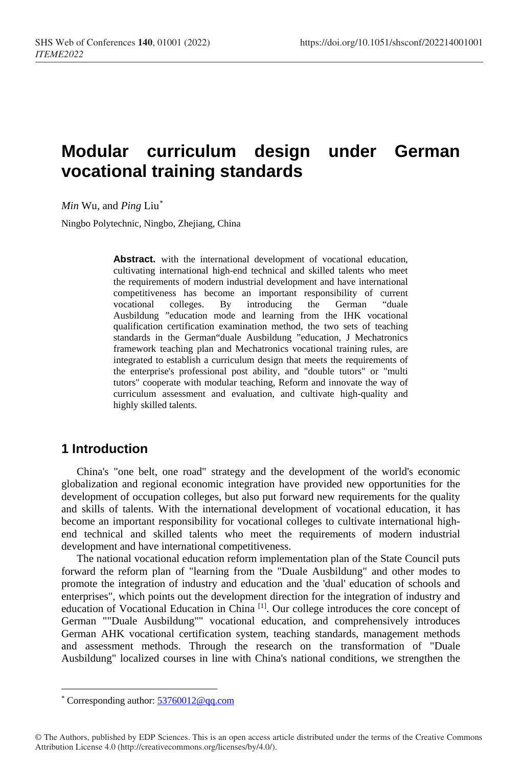# Modular curriculum design under German vocational training standards

*Min* Wu, and *Ping* Liu*

Ningbo Polytechnic, Ningbo, Zhejiang, China

**Abstract.** with the international development of vocational education, cultivating international high-end technical and skilled talents who meet the requirements of modern industrial development and have international competitiveness has become an important responsibility of current vocational colleges. By introducing the German “duale Ausbildung ”education mode and learning from the IHK vocational qualification certification examination method, the two sets of teaching standards in the German“duale Ausbildung ”education, J Mechatronics framework teaching plan and Mechatronics vocational training rules, are integrated to establish a curriculum design that meets the requirements of the enterprise's professional post ability, and "double tutors" or "multi tutors" cooperate with modular teaching, Reform and innovate the way of curriculum assessment and evaluation, and cultivate high-quality and highly skilled talents.

## 1 Introduction

China's "one belt, one road" strategy and the development of the world's economic globalization and regional economic integration have provided new opportunities for the development of occupation colleges, but also put forward new requirements for the quality and skills of talents. With the international development of vocational education, it has become an important responsibility for vocational colleges to cultivate international high-end technical and skilled talents who meet the requirements of modern industrial development and have international competitiveness.

The national vocational education reform implementation plan of the State Council puts forward the reform plan of "learning from the "Duale Ausbildung" and other modes to promote the integration of industry and education and the 'dual' education of schools and enterprises", which points out the development direction for the integration of industry and education of Vocational Education in China [1]. Our college introduces the core concept of German ""Duale Ausbildung"" vocational education, and comprehensively introduces German AHK vocational certification system, teaching standards, management methods and assessment methods. Through the research on the transformation of "Duale Ausbildung" localized courses in line with China's national conditions, we strengthen the

* Corresponding author: 53760012@qq.com

© The Authors, published by EDP Sciences. This is an open access article distributed under the terms of the Creative Commons Attribution License 4.0 (http://creativecommons.org/licenses/by/4.0/).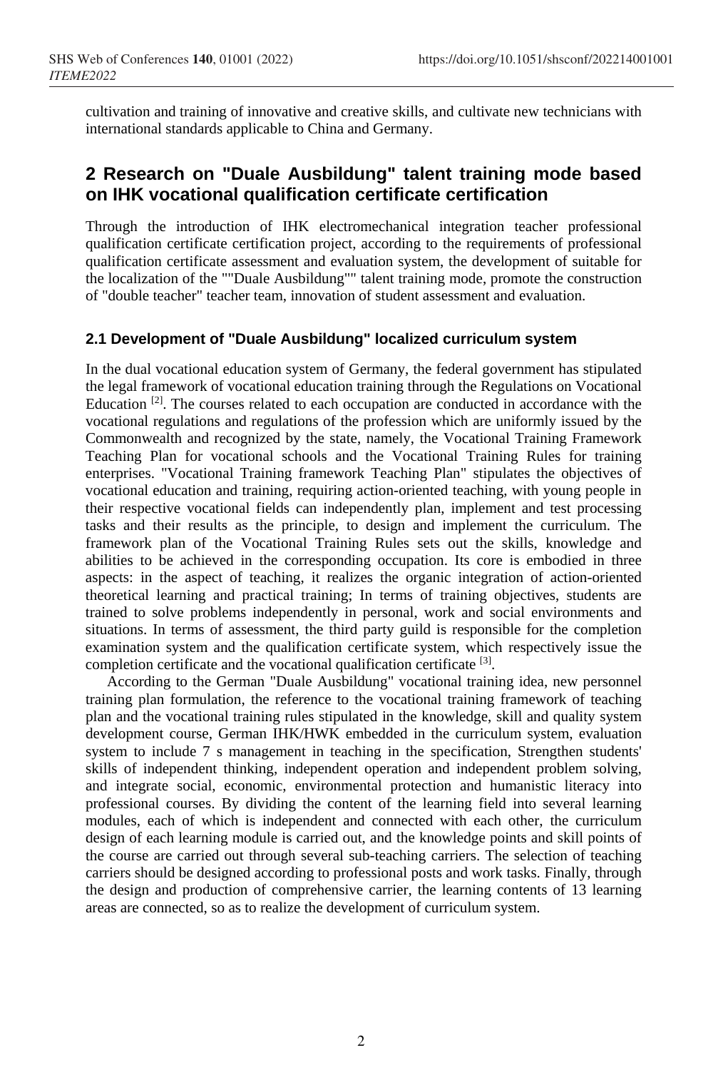cultivation and training of innovative and creative skills, and cultivate new technicians with international standards applicable to China and Germany.

## 2 Research on "Duale Ausbildung" talent training mode based on IHK vocational qualification certificate certification

Through the introduction of IHK electromechanical integration teacher professional qualification certificate certification project, according to the requirements of professional qualification certificate assessment and evaluation system, the development of suitable for the localization of the ""Duale Ausbildung"" talent training mode, promote the construction of "double teacher" teacher team, innovation of student assessment and evaluation.

### 2.1 Development of "Duale Ausbildung" localized curriculum system

In the dual vocational education system of Germany, the federal government has stipulated the legal framework of vocational education training through the Regulations on Vocational Education [2]. The courses related to each occupation are conducted in accordance with the vocational regulations and regulations of the profession which are uniformly issued by the Commonwealth and recognized by the state, namely, the Vocational Training Framework Teaching Plan for vocational schools and the Vocational Training Rules for training enterprises. "Vocational Training framework Teaching Plan" stipulates the objectives of vocational education and training, requiring action-oriented teaching, with young people in their respective vocational fields can independently plan, implement and test processing tasks and their results as the principle, to design and implement the curriculum. The framework plan of the Vocational Training Rules sets out the skills, knowledge and abilities to be achieved in the corresponding occupation. Its core is embodied in three aspects: in the aspect of teaching, it realizes the organic integration of action-oriented theoretical learning and practical training; In terms of training objectives, students are trained to solve problems independently in personal, work and social environments and situations. In terms of assessment, the third party guild is responsible for the completion examination system and the qualification certificate system, which respectively issue the completion certificate and the vocational qualification certificate [3].

According to the German "Duale Ausbildung" vocational training idea, new personnel training plan formulation, the reference to the vocational training framework of teaching plan and the vocational training rules stipulated in the knowledge, skill and quality system development course, German IHK/HWK embedded in the curriculum system, evaluation system to include 7 s management in teaching in the specification, Strengthen students' skills of independent thinking, independent operation and independent problem solving, and integrate social, economic, environmental protection and humanistic literacy into professional courses. By dividing the content of the learning field into several learning modules, each of which is independent and connected with each other, the curriculum design of each learning module is carried out, and the knowledge points and skill points of the course are carried out through several sub-teaching carriers. The selection of teaching carriers should be designed according to professional posts and work tasks. Finally, through the design and production of comprehensive carrier, the learning contents of 13 learning areas are connected, so as to realize the development of curriculum system.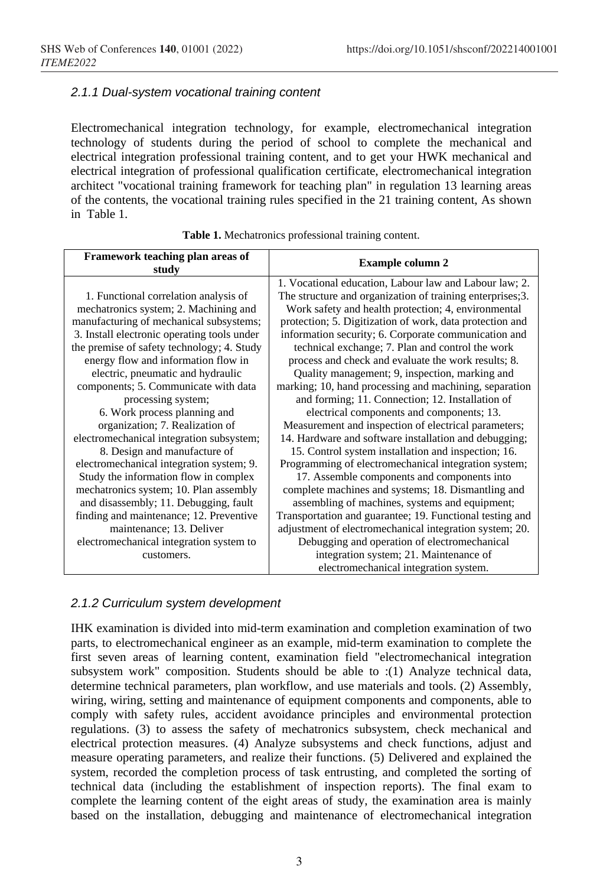### 2.1.1 Dual-system vocational training content

Electromechanical integration technology, for example, electromechanical integration technology of students during the period of school to complete the mechanical and electrical integration professional training content, and to get your HWK mechanical and electrical integration of professional qualification certificate, electromechanical integration architect "vocational training framework for teaching plan" in regulation 13 learning areas of the contents, the vocational training rules specified in the 21 training content, As shown in Table 1.

**Table 1.** Mechatronics professional training content.

| Framework teaching plan areas of study | Example column 2 |
| --- | --- |
| 1. Functional correlation analysis of mechatronics system; 2. Machining and manufacturing of mechanical subsystems; 3. Install electronic operating tools under the premise of safety technology; 4. Study energy flow and information flow in electric, pneumatic and hydraulic components; 5. Communicate with data processing system; 6. Work process planning and organization; 7. Realization of electromechanical integration subsystem; 8. Design and manufacture of electromechanical integration system; 9. Study the information flow in complex mechatronics system; 10. Plan assembly and disassembly; 11. Debugging, fault finding and maintenance; 12. Preventive maintenance; 13. Deliver electromechanical integration system to customers. | 1. Vocational education, Labour law and Labour law; 2. The structure and organization of training enterprises;3. Work safety and health protection; 4, environmental protection; 5. Digitization of work, data protection and information security; 6. Corporate communication and technical exchange; 7. Plan and control the work process and check and evaluate the work results; 8. Quality management; 9, inspection, marking and marking; 10, hand processing and machining, separation and forming; 11. Connection; 12. Installation of electrical components and components; 13. Measurement and inspection of electrical parameters; 14. Hardware and software installation and debugging; 15. Control system installation and inspection; 16. Programming of electromechanical integration system; 17. Assemble components and components into complete machines and systems; 18. Dismantling and assembling of machines, systems and equipment; Transportation and guarantee; 19. Functional testing and adjustment of electromechanical integration system; 20. Debugging and operation of electromechanical integration system; 21. Maintenance of electromechanical integration system. |

### 2.1.2 Curriculum system development

IHK examination is divided into mid-term examination and completion examination of two parts, to electromechanical engineer as an example, mid-term examination to complete the first seven areas of learning content, examination field "electromechanical integration subsystem work" composition. Students should be able to :(1) Analyze technical data, determine technical parameters, plan workflow, and use materials and tools. (2) Assembly, wiring, wiring, setting and maintenance of equipment components and components, able to comply with safety rules, accident avoidance principles and environmental protection regulations. (3) to assess the safety of mechatronics subsystem, check mechanical and electrical protection measures. (4) Analyze subsystems and check functions, adjust and measure operating parameters, and realize their functions. (5) Delivered and explained the system, recorded the completion process of task entrusting, and completed the sorting of technical data (including the establishment of inspection reports). The final exam to complete the learning content of the eight areas of study, the examination area is mainly based on the installation, debugging and maintenance of electromechanical integration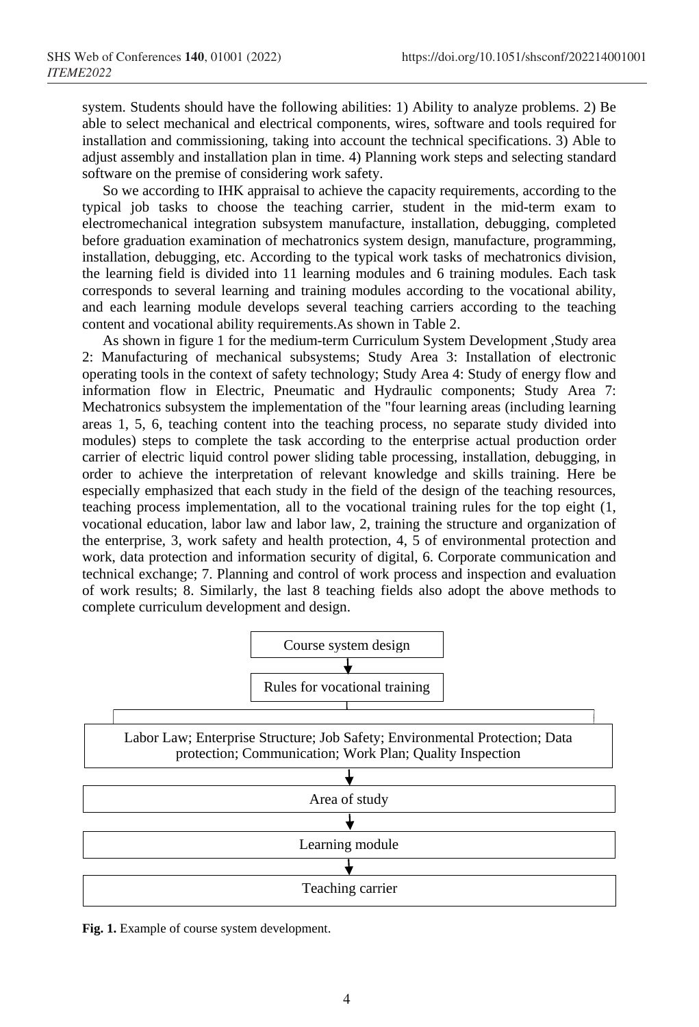system. Students should have the following abilities: 1) Ability to analyze problems. 2) Be able to select mechanical and electrical components, wires, software and tools required for installation and commissioning, taking into account the technical specifications. 3) Able to adjust assembly and installation plan in time. 4) Planning work steps and selecting standard software on the premise of considering work safety.

So we according to IHK appraisal to achieve the capacity requirements, according to the typical job tasks to choose the teaching carrier, student in the mid-term exam to electromechanical integration subsystem manufacture, installation, debugging, completed before graduation examination of mechatronics system design, manufacture, programming, installation, debugging, etc. According to the typical work tasks of mechatronics division, the learning field is divided into 11 learning modules and 6 training modules. Each task corresponds to several learning and training modules according to the vocational ability, and each learning module develops several teaching carriers according to the teaching content and vocational ability requirements.As shown in Table 2.

As shown in figure 1 for the medium-term Curriculum System Development ,Study area 2: Manufacturing of mechanical subsystems; Study Area 3: Installation of electronic operating tools in the context of safety technology; Study Area 4: Study of energy flow and information flow in Electric, Pneumatic and Hydraulic components; Study Area 7: Mechatronics subsystem the implementation of the "four learning areas (including learning areas 1, 5, 6, teaching content into the teaching process, no separate study divided into modules) steps to complete the task according to the enterprise actual production order carrier of electric liquid control power sliding table processing, installation, debugging, in order to achieve the interpretation of relevant knowledge and skills training. Here be especially emphasized that each study in the field of the design of the teaching resources, teaching process implementation, all to the vocational training rules for the top eight (1, vocational education, labor law and labor law, 2, training the structure and organization of the enterprise, 3, work safety and health protection, 4, 5 of environmental protection and work, data protection and information security of digital, 6. Corporate communication and technical exchange; 7. Planning and control of work process and inspection and evaluation of work results; 8. Similarly, the last 8 teaching fields also adopt the above methods to complete curriculum development and design.

Course system design

Rules for vocational training

Labor Law; Enterprise Structure; Job Safety; Environmental Protection; Data protection; Communication; Work Plan; Quality Inspection

Area of study

Learning module

Teaching carrier

**Fig. 1.** Example of course system development.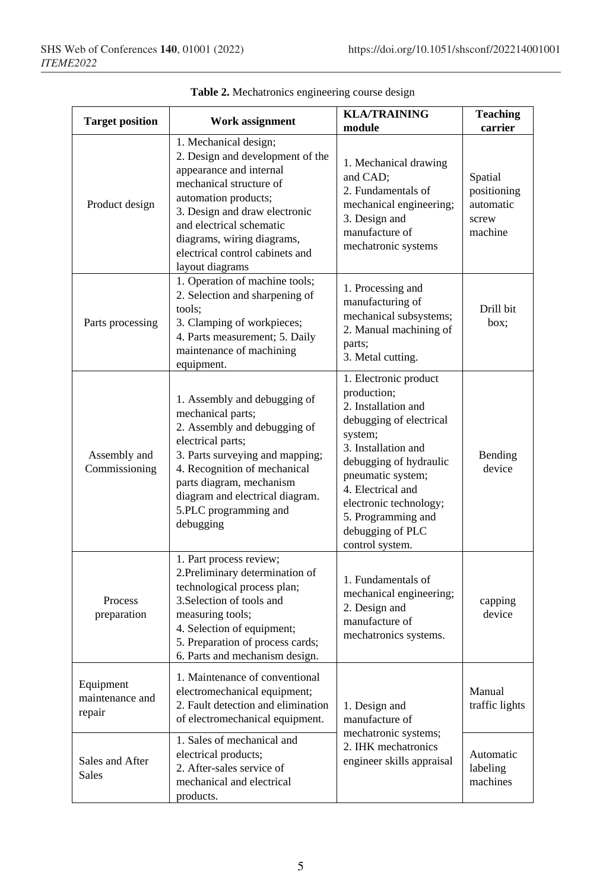**Table 2.** Mechatronics engineering course design

| Target position | Work assignment | KLA/TRAINING module | Teaching carrier |
|---|---|---|---|
| Product design | 1. Mechanical design;<br>2. Design and development of the appearance and internal mechanical structure of automation products;<br>3. Design and draw electronic and electrical schematic diagrams, wiring diagrams, electrical control cabinets and layout diagrams | 1. Mechanical drawing and CAD;<br>2. Fundamentals of mechanical engineering;<br>3. Design and manufacture of mechatronic systems | Spatial positioning automatic screw machine |
| Parts processing | 1. Operation of machine tools;<br>2. Selection and sharpening of tools;<br>3. Clamping of workpieces;<br>4. Parts measurement; 5. Daily maintenance of machining equipment. | 1. Processing and manufacturing of mechanical subsystems;<br>2. Manual machining of parts;<br>3. Metal cutting. | Drill bit box; |
| Assembly and Commissioning | 1. Assembly and debugging of mechanical parts;<br>2. Assembly and debugging of electrical parts;<br>3. Parts surveying and mapping;<br>4. Recognition of mechanical parts diagram, mechanism diagram and electrical diagram.<br>5.PLC programming and debugging | 1. Electronic product production;<br>2. Installation and debugging of electrical system;<br>3. Installation and debugging of hydraulic pneumatic system;<br>4. Electrical and electronic technology;<br>5. Programming and debugging of PLC control system. | Bending device |
| Process preparation | 1. Part process review;<br>2.Preliminary determination of technological process plan;<br>3.Selection of tools and measuring tools;<br>4. Selection of equipment;<br>5. Preparation of process cards;<br>6. Parts and mechanism design. | 1. Fundamentals of mechanical engineering;<br>2. Design and manufacture of mechatronics systems. | capping device |
| Equipment maintenance and repair | 1. Maintenance of conventional electromechanical equipment;<br>2. Fault detection and elimination of electromechanical equipment. | 1. Design and manufacture of mechatronic systems;<br>2. IHK mechatronics engineer skills appraisal | Manual traffic lights |
| Sales and After Sales | 1. Sales of mechanical and electrical products;<br>2. After-sales service of mechanical and electrical products. | | Automatic labeling machines |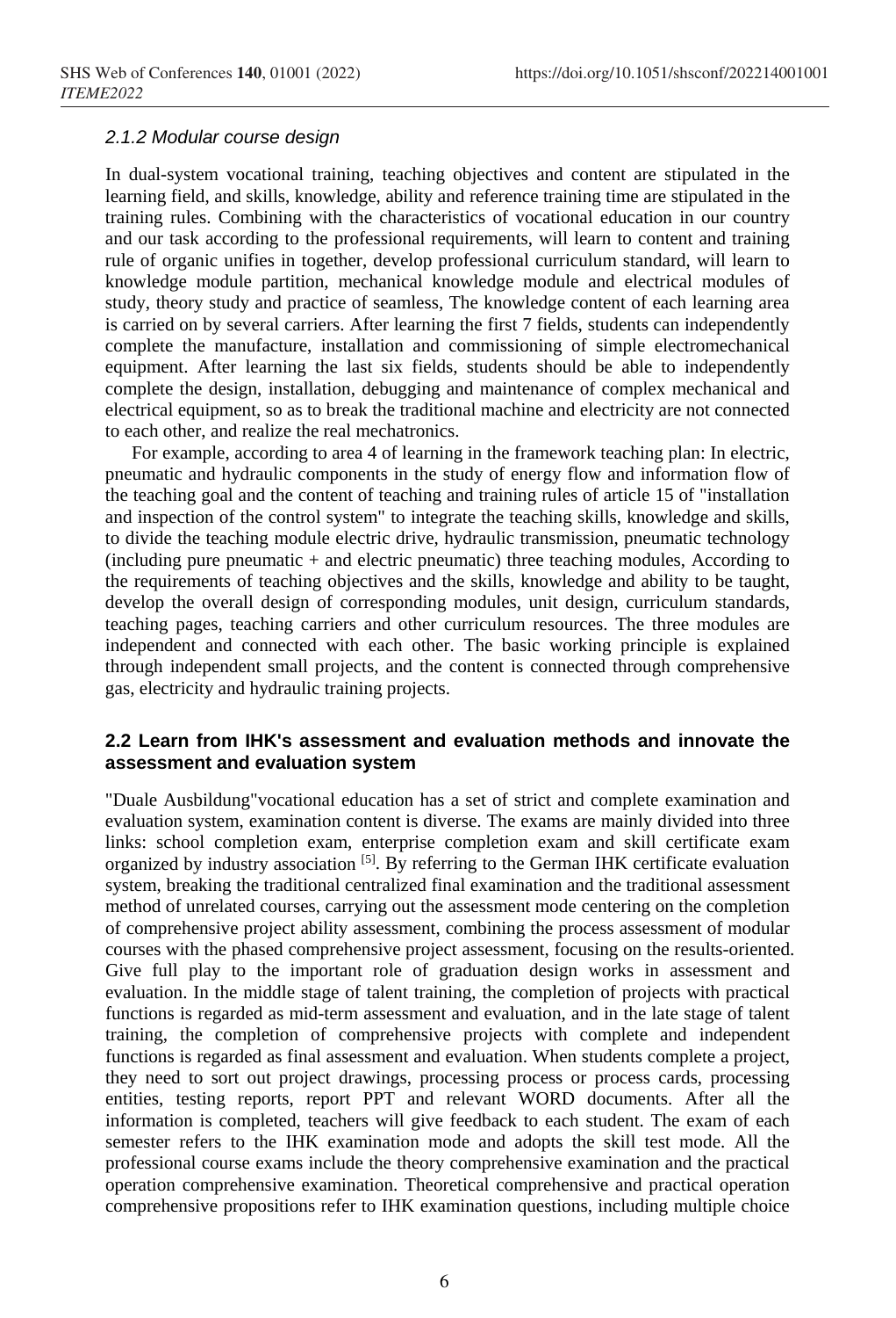#### *2.1.2 Modular course design*

In dual-system vocational training, teaching objectives and content are stipulated in the learning field, and skills, knowledge, ability and reference training time are stipulated in the training rules. Combining with the characteristics of vocational education in our country and our task according to the professional requirements, will learn to content and training rule of organic unifies in together, develop professional curriculum standard, will learn to knowledge module partition, mechanical knowledge module and electrical modules of study, theory study and practice of seamless, The knowledge content of each learning area is carried on by several carriers. After learning the first 7 fields, students can independently complete the manufacture, installation and commissioning of simple electromechanical equipment. After learning the last six fields, students should be able to independently complete the design, installation, debugging and maintenance of complex mechanical and electrical equipment, so as to break the traditional machine and electricity are not connected to each other, and realize the real mechatronics.

For example, according to area 4 of learning in the framework teaching plan: In electric, pneumatic and hydraulic components in the study of energy flow and information flow of the teaching goal and the content of teaching and training rules of article 15 of "installation and inspection of the control system" to integrate the teaching skills, knowledge and skills, to divide the teaching module electric drive, hydraulic transmission, pneumatic technology (including pure pneumatic + and electric pneumatic) three teaching modules, According to the requirements of teaching objectives and the skills, knowledge and ability to be taught, develop the overall design of corresponding modules, unit design, curriculum standards, teaching pages, teaching carriers and other curriculum resources. The three modules are independent and connected with each other. The basic working principle is explained through independent small projects, and the content is connected through comprehensive gas, electricity and hydraulic training projects.

### 2.2 Learn from IHK's assessment and evaluation methods and innovate the assessment and evaluation system

"Duale Ausbildung"vocational education has a set of strict and complete examination and evaluation system, examination content is diverse. The exams are mainly divided into three links: school completion exam, enterprise completion exam and skill certificate exam organized by industry association [5]. By referring to the German IHK certificate evaluation system, breaking the traditional centralized final examination and the traditional assessment method of unrelated courses, carrying out the assessment mode centering on the completion of comprehensive project ability assessment, combining the process assessment of modular courses with the phased comprehensive project assessment, focusing on the results-oriented. Give full play to the important role of graduation design works in assessment and evaluation. In the middle stage of talent training, the completion of projects with practical functions is regarded as mid-term assessment and evaluation, and in the late stage of talent training, the completion of comprehensive projects with complete and independent functions is regarded as final assessment and evaluation. When students complete a project, they need to sort out project drawings, processing process or process cards, processing entities, testing reports, report PPT and relevant WORD documents. After all the information is completed, teachers will give feedback to each student. The exam of each semester refers to the IHK examination mode and adopts the skill test mode. All the professional course exams include the theory comprehensive examination and the practical operation comprehensive examination. Theoretical comprehensive and practical operation comprehensive propositions refer to IHK examination questions, including multiple choice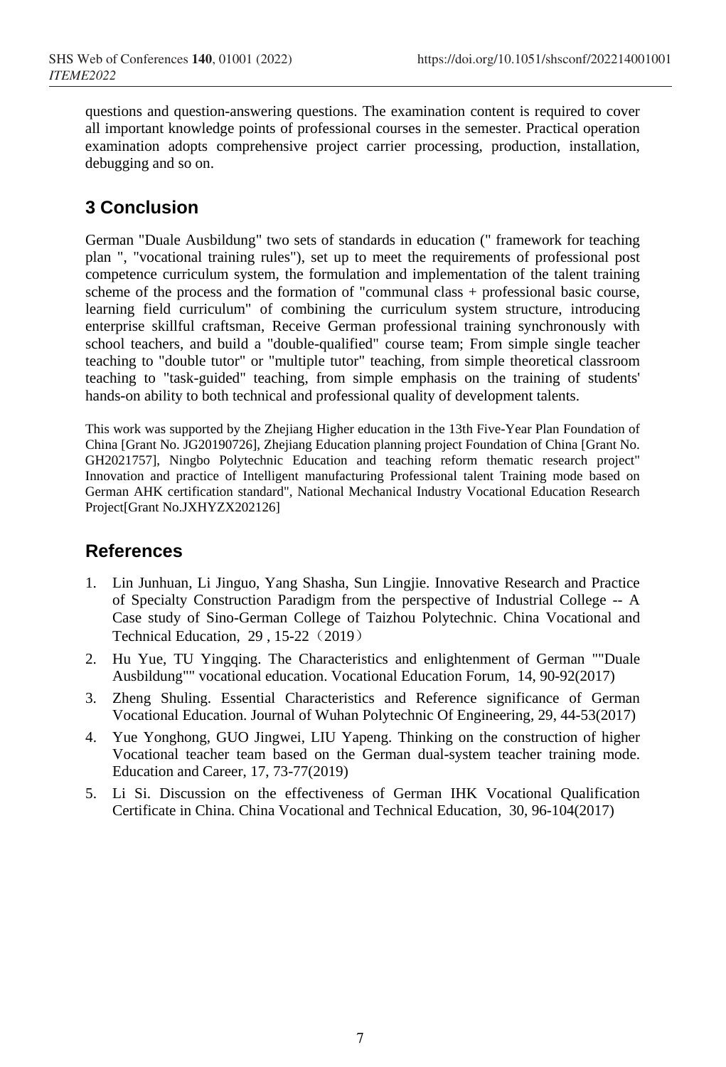questions and question-answering questions. The examination content is required to cover all important knowledge points of professional courses in the semester. Practical operation examination adopts comprehensive project carrier processing, production, installation, debugging and so on.

## 3 Conclusion

German "Duale Ausbildung" two sets of standards in education (" framework for teaching plan ", "vocational training rules"), set up to meet the requirements of professional post competence curriculum system, the formulation and implementation of the talent training scheme of the process and the formation of "communal class + professional basic course, learning field curriculum" of combining the curriculum system structure, introducing enterprise skillful craftsman, Receive German professional training synchronously with school teachers, and build a "double-qualified" course team; From simple single teacher teaching to "double tutor" or "multiple tutor" teaching, from simple theoretical classroom teaching to "task-guided" teaching, from simple emphasis on the training of students' hands-on ability to both technical and professional quality of development talents.

This work was supported by the Zhejiang Higher education in the 13th Five-Year Plan Foundation of China [Grant No. JG20190726], Zhejiang Education planning project Foundation of China [Grant No. GH2021757], Ningbo Polytechnic Education and teaching reform thematic research project" Innovation and practice of Intelligent manufacturing Professional talent Training mode based on German AHK certification standard", National Mechanical Industry Vocational Education Research Project[Grant No.JXHYZX202126]

## References

1. Lin Junhuan, Li Jinguo, Yang Shasha, Sun Lingjie. Innovative Research and Practice of Specialty Construction Paradigm from the perspective of Industrial College -- A Case study of Sino-German College of Taizhou Polytechnic. China Vocational and Technical Education, 29 , 15-22（2019）
2. Hu Yue, TU Yingqing. The Characteristics and enlightenment of German ""Duale Ausbildung"" vocational education. Vocational Education Forum, 14, 90-92(2017)
3. Zheng Shuling. Essential Characteristics and Reference significance of German Vocational Education. Journal of Wuhan Polytechnic Of Engineering, 29, 44-53(2017)
4. Yue Yonghong, GUO Jingwei, LIU Yapeng. Thinking on the construction of higher Vocational teacher team based on the German dual-system teacher training mode. Education and Career, 17, 73-77(2019)
5. Li Si. Discussion on the effectiveness of German IHK Vocational Qualification Certificate in China. China Vocational and Technical Education, 30, 96-104(2017)